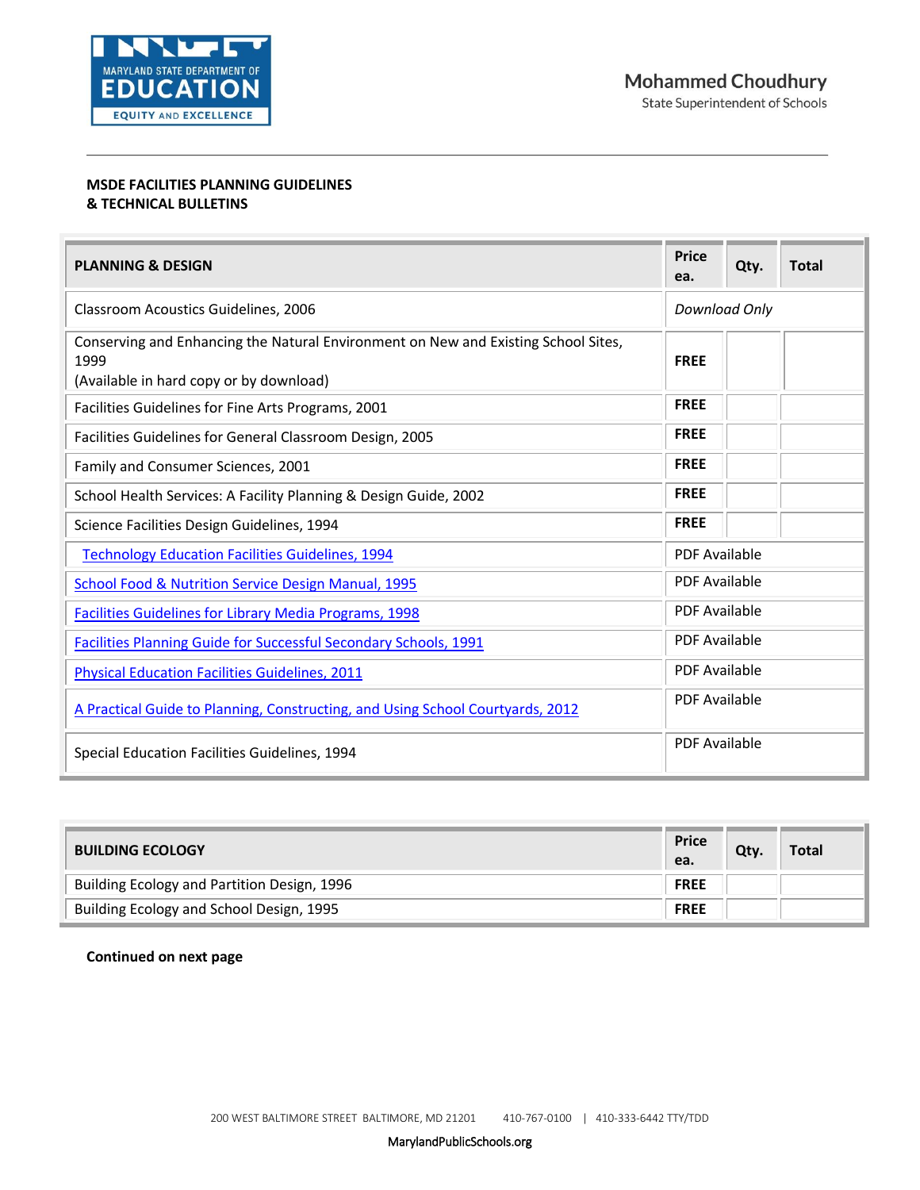Mohammed Choudhury
State Superintendent of Schools

**MSDE FACILITIES PLANNING GUIDELINES & TECHNICAL BULLETINS**

| PLANNING & DESIGN | Price ea. | Qty. | Total |
|---|---|---|---|
| Classroom Acoustics Guidelines, 2006 | *Download Only* | | |
| Conserving and Enhancing the Natural Environment on New and Existing School Sites, 1999 (Available in hard copy or by download) | **FREE** | | |
| Facilities Guidelines for Fine Arts Programs, 2001 | **FREE** | | |
| Facilities Guidelines for General Classroom Design, 2005 | **FREE** | | |
| Family and Consumer Sciences, 2001 | **FREE** | | |
| School Health Services: A Facility Planning & Design Guide, 2002 | **FREE** | | |
| Science Facilities Design Guidelines, 1994 | **FREE** | | |
| Technology Education Facilities Guidelines, 1994 | PDF Available | | |
| School Food & Nutrition Service Design Manual, 1995 | PDF Available | | |
| Facilities Guidelines for Library Media Programs, 1998 | PDF Available | | |
| Facilities Planning Guide for Successful Secondary Schools, 1991 | PDF Available | | |
| Physical Education Facilities Guidelines, 2011 | PDF Available | | |
| A Practical Guide to Planning, Constructing, and Using School Courtyards, 2012 | PDF Available | | |
| Special Education Facilities Guidelines, 1994 | PDF Available | | |

| BUILDING ECOLOGY | Price ea. | Qty. | Total |
|---|---|---|---|
| Building Ecology and Partition Design, 1996 | **FREE** | | |
| Building Ecology and School Design, 1995 | **FREE** | | |

**Continued on next page**

200 WEST BALTIMORE STREET BALTIMORE, MD 21201 410-767-0100 | 410-333-6442 TTY/TDD

MarylandPublicSchools.org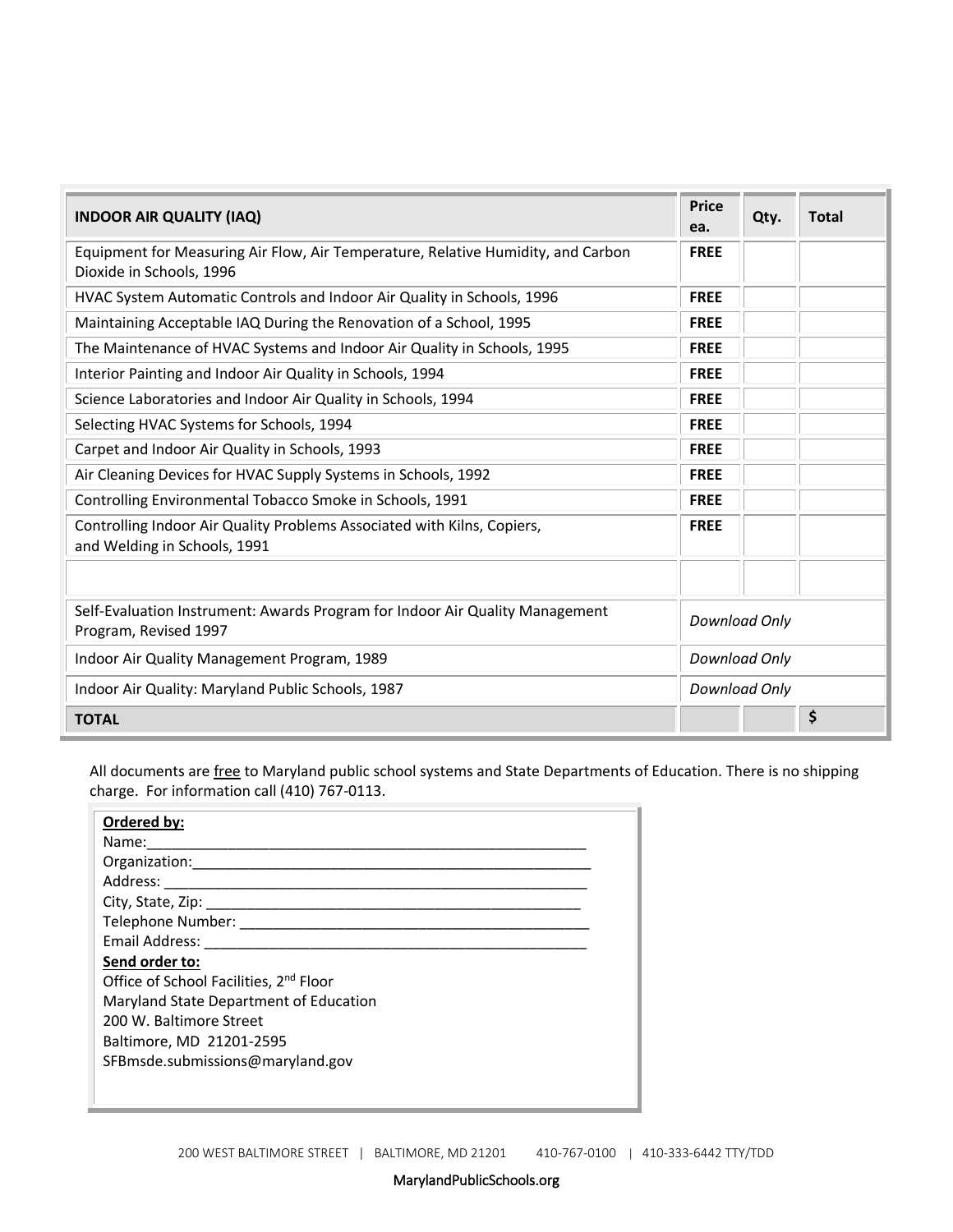| INDOOR AIR QUALITY (IAQ) | Price ea. | Qty. | Total |
|---|---|---|---|
| Equipment for Measuring Air Flow, Air Temperature, Relative Humidity, and Carbon Dioxide in Schools, 1996 | **FREE** | | |
| HVAC System Automatic Controls and Indoor Air Quality in Schools, 1996 | **FREE** | | |
| Maintaining Acceptable IAQ During the Renovation of a School, 1995 | **FREE** | | |
| The Maintenance of HVAC Systems and Indoor Air Quality in Schools, 1995 | **FREE** | | |
| Interior Painting and Indoor Air Quality in Schools, 1994 | **FREE** | | |
| Science Laboratories and Indoor Air Quality in Schools, 1994 | **FREE** | | |
| Selecting HVAC Systems for Schools, 1994 | **FREE** | | |
| Carpet and Indoor Air Quality in Schools, 1993 | **FREE** | | |
| Air Cleaning Devices for HVAC Supply Systems in Schools, 1992 | **FREE** | | |
| Controlling Environmental Tobacco Smoke in Schools, 1991 | **FREE** | | |
| Controlling Indoor Air Quality Problems Associated with Kilns, Copiers, and Welding in Schools, 1991 | **FREE** | | |
| | | | |
| Self-Evaluation Instrument: Awards Program for Indoor Air Quality Management Program, Revised 1997 | *Download Only* | | |
| Indoor Air Quality Management Program, 1989 | *Download Only* | | |
| Indoor Air Quality: Maryland Public Schools, 1987 | *Download Only* | | |
| **TOTAL** | | | $ |

All documents are free to Maryland public school systems and State Departments of Education. There is no shipping charge. For information call (410) 767-0113.

**Ordered by:**

Name:_______________________________________________________

Organization:__________________________________________________

Address: _____________________________________________________

City, State, Zip: _______________________________________________

Telephone Number: _____________________________________________

Email Address: ________________________________________________

**Send order to:**

Office of School Facilities, 2nd Floor
Maryland State Department of Education
200 W. Baltimore Street
Baltimore, MD 21201-2595
SFBmsde.submissions@maryland.gov